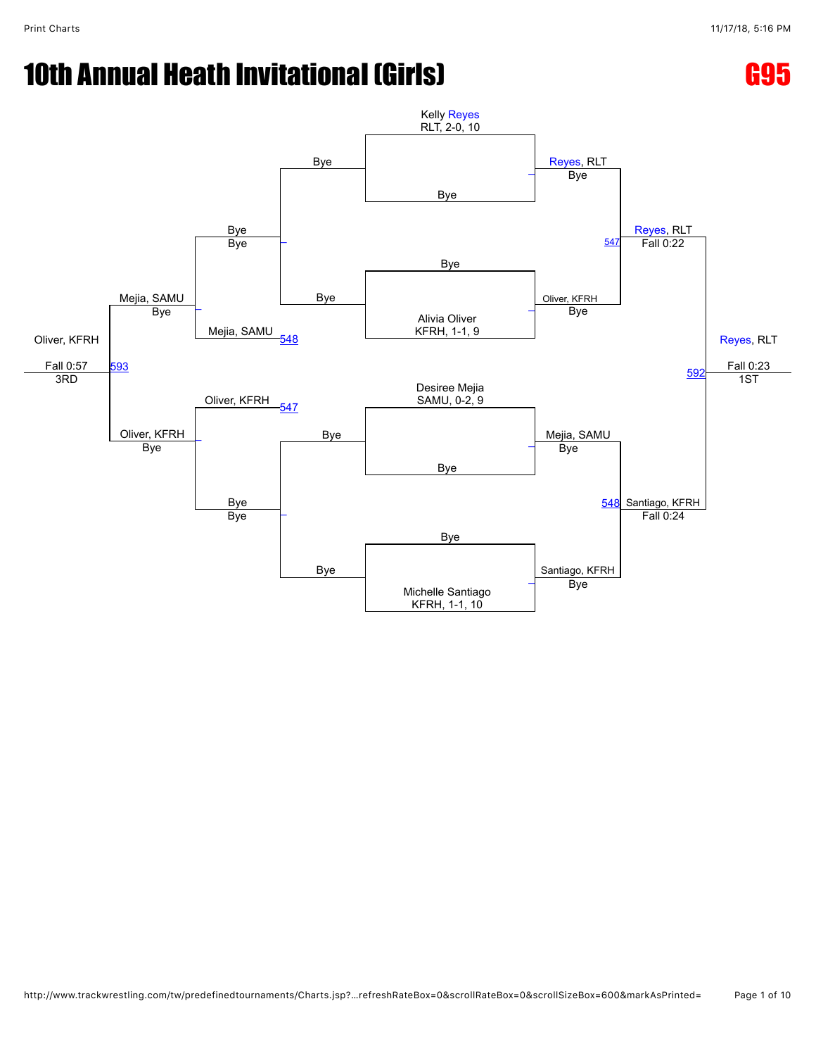# 10th Annual Heath Invitational (Girls)

**G95**

**Championship Bracket**

- Kelly Reyes, RLT, 2-0, 10 vs. Bye → Reyes, RLT (Bye)
- Bye vs. Alivia Oliver, KFRH, 1-1, 9 → Oliver, KFRH (Bye)
- Desiree Mejia, SAMU, 0-2, 9 vs. Bye → Mejia, SAMU (Bye)
- Bye vs. Michelle Santiago, KFRH, 1-1, 10 → Santiago, KFRH (Bye)

- 547: Reyes, RLT vs. Oliver, KFRH → Reyes, RLT (Fall 0:22)
- 548: Mejia, SAMU vs. Santiago, KFRH → Santiago, KFRH (Fall 0:24)

- 592: Reyes, RLT vs. Santiago, KFRH → Reyes, RLT (Fall 0:23) — 1ST

**Consolation Bracket**

- Bye vs. Bye
- Bye vs. Mejia, SAMU (loser of 548) → Mejia, SAMU (Bye)
- Oliver, KFRH (loser of 547) vs. Bye → Oliver, KFRH (Bye)
- Bye vs. Bye

- 593: Mejia, SAMU vs. Oliver, KFRH → Oliver, KFRH (Fall 0:57) — 3RD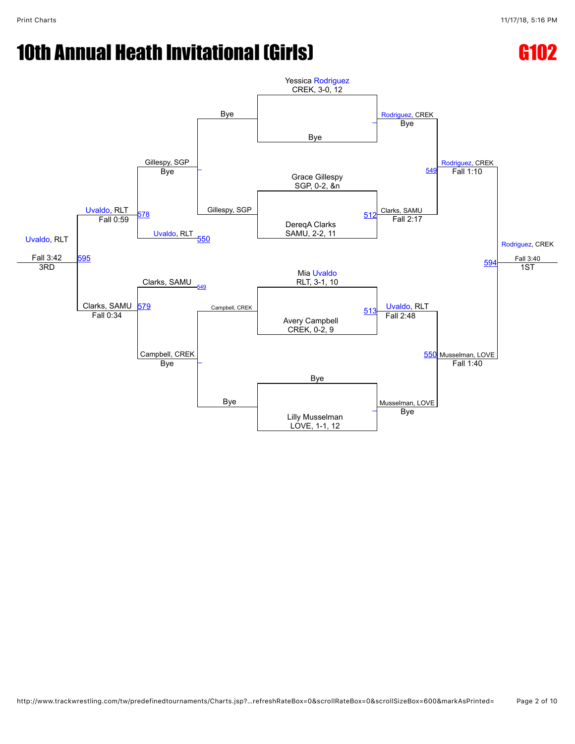# 10th Annual Heath Invitational (Girls)

## G102

### Championship Bracket

**Seeds / Entries:**
- Yessica Rodriguez — CREK, 3-0, 12 vs. Bye
- Grace Gillespy — SGP, 0-2, &n vs. DereqA Clarks — SAMU, 2-2, 11
- Mia Uvaldo — RLT, 3-1, 10 vs. Avery Campbell — CREK, 0-2, 9
- Bye vs. Lilly Musselman — LOVE, 1-1, 12

**First Round:**
- Rodriguez, CREK — Bye
- 512: Clarks, SAMU — Fall 2:17
- 513: Uvaldo, RLT — Fall 2:48
- Musselman, LOVE — Bye

**Semifinals:**
- 549: Rodriguez, CREK — Fall 1:10
- 550: Musselman, LOVE — Fall 1:40

**Final:**
- 594: Rodriguez, CREK — Fall 3:40 — 1ST

### Consolation Bracket

**Consolation Round 1:**
- Bye vs. Gillespy, SGP → Gillespy, SGP — Bye
- Campbell, CREK vs. Bye → Campbell, CREK — Bye

**Consolation Round 2:**
- Gillespy, SGP vs. Uvaldo, RLT (550) → 578: Uvaldo, RLT — Fall 0:59
- Clarks, SAMU (549) vs. Campbell, CREK → 579: Clarks, SAMU — Fall 0:34

**3rd Place:**
- 595: Uvaldo, RLT — Fall 3:42 — 3RD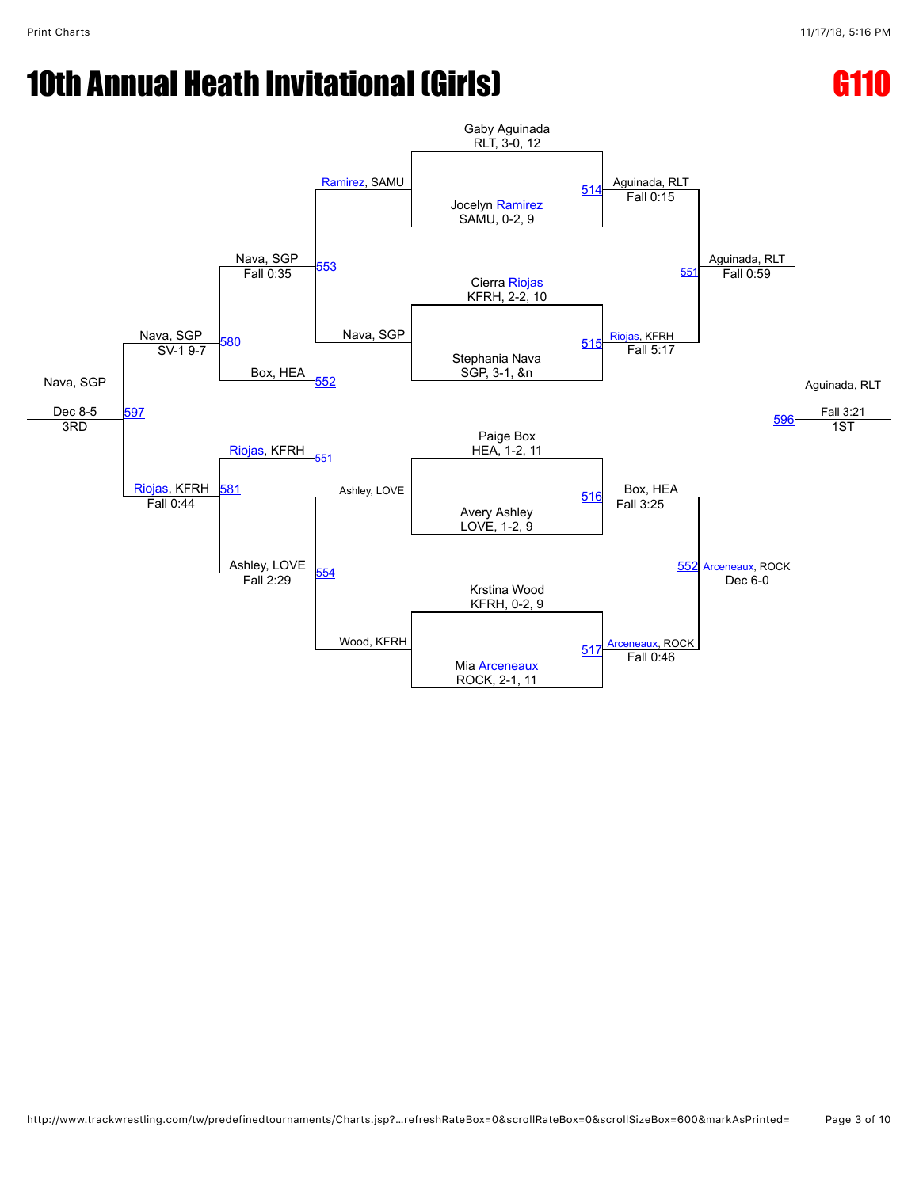# 10th Annual Heath Invitational (Girls)

## G110

### Championship Bracket

**Quarterfinals**

- 514: Gaby Aguinada, RLT, 3-0, 12 vs. Jocelyn Ramirez, SAMU, 0-2, 9 — Aguinada, RLT, Fall 0:15
- 515: Cierra Riojas, KFRH, 2-2, 10 vs. Stephania Nava, SGP, 3-1, &n — Riojas, KFRH, Fall 5:17
- 516: Paige Box, HEA, 1-2, 11 vs. Avery Ashley, LOVE, 1-2, 9 — Box, HEA, Fall 3:25
- 517: Krstina Wood, KFRH, 0-2, 9 vs. Mia Arceneaux, ROCK, 2-1, 11 — Arceneaux, ROCK, Fall 0:46

**Semifinals**

- 551: Aguinada, RLT vs. Riojas, KFRH — Aguinada, RLT, Fall 0:59
- 552: Box, HEA vs. Arceneaux, ROCK — Arceneaux, ROCK, Dec 6-0

**1st Place**

- 596: Aguinada, RLT vs. Arceneaux, ROCK — Aguinada, RLT, Fall 3:21 — 1ST

### Consolation Bracket

- 553: Ramirez, SAMU vs. Nava, SGP — Nava, SGP, Fall 0:35
- 554: Ashley, LOVE vs. Wood, KFRH — Ashley, LOVE, Fall 2:29
- 580: Nava, SGP vs. Box, HEA (552) — Nava, SGP, SV-1 9-7
- 581: Riojas, KFRH (551) vs. Ashley, LOVE — Riojas, KFRH, Fall 0:44

**3rd Place**

- 597: Nava, SGP vs. Riojas, KFRH — Nava, SGP, Dec 8-5 — 3RD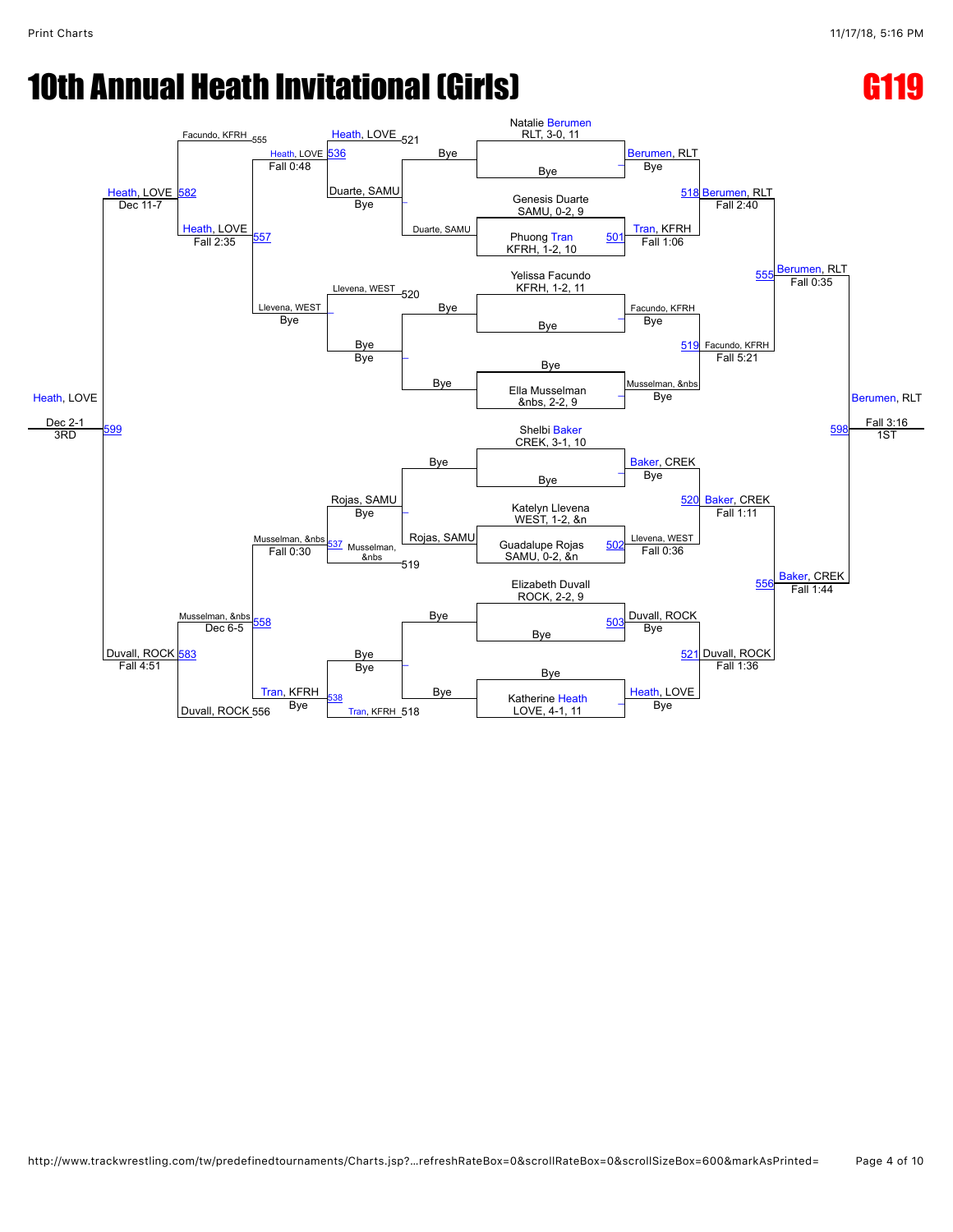# 10th Annual Heath Invitational (Girls)

## G119

### Championship Bracket

| Match | Wrestler 1 | Wrestler 2 | Winner | Result |
| --- | --- | --- | --- | --- |
| — | Natalie Berumen, RLT, 3-0, 11 | Bye | Berumen, RLT | Bye |
| 501 | Genesis Duarte, SAMU, 0-2, 9 | Phuong Tran, KFRH, 1-2, 10 | Tran, KFRH | Fall 1:06 |
| — | Yelissa Facundo, KFRH, 1-2, 11 | Bye | Facundo, KFRH | Bye |
| — | Bye | Ella Musselman, &nbs, 2-2, 9 | Musselman, &nbs | Bye |
| — | Shelbi Baker, CREK, 3-1, 10 | Bye | Baker, CREK | Bye |
| 502 | Katelyn Llevena, WEST, 1-2, &n | Guadalupe Rojas, SAMU, 0-2, &n | Llevena, WEST | Fall 0:36 |
| 503 | Elizabeth Duvall, ROCK, 2-2, 9 | Bye | Duvall, ROCK | Bye |
| — | Bye | Katherine Heath, LOVE, 4-1, 11 | Heath, LOVE | Bye |
| 518 | Berumen, RLT | Tran, KFRH | Berumen, RLT | Fall 2:40 |
| 519 | Facundo, KFRH | Musselman, &nbs | Facundo, KFRH | Fall 5:21 |
| 520 | Baker, CREK | Llevena, WEST | Baker, CREK | Fall 1:11 |
| 521 | Duvall, ROCK | Heath, LOVE | Duvall, ROCK | Fall 1:36 |
| 555 | Berumen, RLT | Facundo, KFRH | Berumen, RLT | Fall 0:35 |
| 556 | Baker, CREK | Duvall, ROCK | Baker, CREK | Fall 1:44 |
| 598 | Berumen, RLT | Baker, CREK | Berumen, RLT (1ST) | Fall 3:16 |

### Consolation Bracket

| Match | Wrestler 1 | Wrestler 2 | Winner | Result |
| --- | --- | --- | --- | --- |
| — | Bye | Duarte, SAMU | Duarte, SAMU | Bye |
| — | Bye | Bye | Bye | Bye |
| — | Bye | Rojas, SAMU | Rojas, SAMU | Bye |
| — | Bye | Bye | Bye | Bye |
| 536 | Heath, LOVE (521) | Duarte, SAMU | Heath, LOVE | Fall 0:48 |
| — | Llevena, WEST (520) | Bye | Llevena, WEST | Bye |
| 537 | Rojas, SAMU | Musselman, &nbs (519) | Musselman, &nbs | Fall 0:30 |
| 538 | Bye | Tran, KFRH (518) | Tran, KFRH | Bye |
| 557 | Heath, LOVE | Llevena, WEST | Heath, LOVE | Fall 2:35 |
| 558 | Musselman, &nbs | Tran, KFRH | Musselman, &nbs | Dec 6-5 |
| 582 | Facundo, KFRH (555) | Heath, LOVE | Heath, LOVE | Dec 11-7 |
| 583 | Musselman, &nbs | Duvall, ROCK (556) | Duvall, ROCK | Fall 4:51 |
| 599 | Heath, LOVE | Duvall, ROCK | Heath, LOVE (3RD) | Dec 2-1 |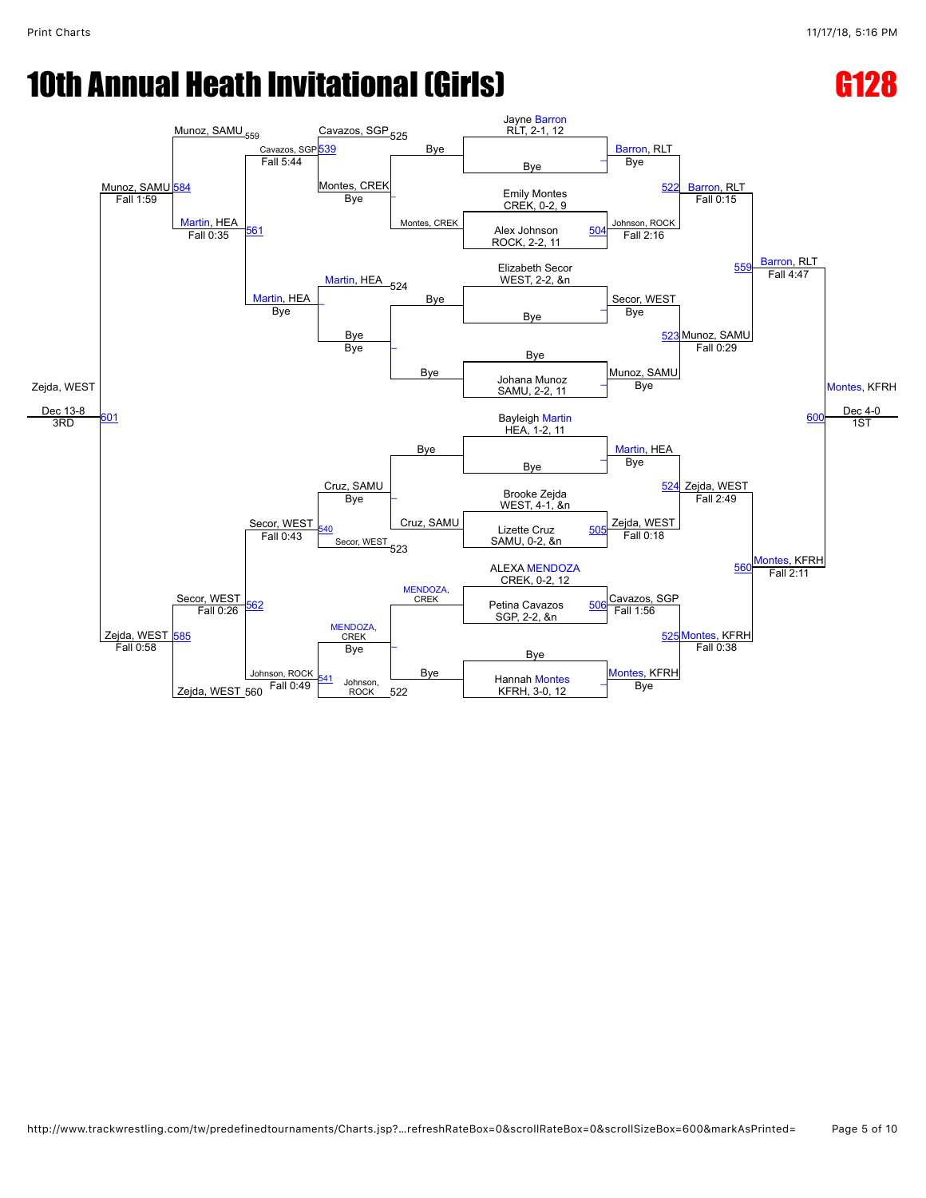# 10th Annual Heath Invitational (Girls)

## G128

### Championship Bracket

**Seeds / Entrants:**
- Jayne Barron, RLT, 2-1, 12 — Bye
- Emily Montes, CREK, 0-2, 9
- Alex Johnson, ROCK, 2-2, 11
- Elizabeth Secor, WEST, 2-2, &n — Bye
- Bye — Johana Munoz, SAMU, 2-2, 11
- Bayleigh Martin, HEA, 1-2, 11 — Bye
- Brooke Zejda, WEST, 4-1, &n
- Lizette Cruz, SAMU, 0-2, &n
- ALEXA MENDOZA, CREK, 0-2, 12
- Petina Cavazos, SGP, 2-2, &n
- Bye — Hannah Montes, KFRH, 3-0, 12

**First Round:**
- Barron, RLT — Bye
- 504: Johnson, ROCK — Fall 2:16
- Secor, WEST — Bye
- Munoz, SAMU — Bye
- Martin, HEA — Bye
- 505: Zejda, WEST — Fall 0:18
- 506: Cavazos, SGP — Fall 1:56
- Montes, KFRH — Bye

**Quarterfinals:**
- 522: Barron, RLT — Fall 0:15
- 523: Munoz, SAMU — Fall 0:29
- 524: Zejda, WEST — Fall 2:49
- 525: Montes, KFRH — Fall 0:38

**Semifinals:**
- 559: Barron, RLT — Fall 4:47
- 560: Montes, KFRH — Fall 2:11

**1st Place Match (600):** Montes, KFRH — Dec 4-0 — 1ST

### Consolation Bracket

**Consolation Round 1:**
- Montes, CREK — Bye
- Bye — Bye
- Cruz, SAMU — Bye
- MENDOZA, CREK — Bye

**Consolation Round 2:**
- Cavazos, SGP (525) — Montes, CREK — Bye
- Martin, HEA (524) — Bye — Bye
- Cruz, SAMU — Bye — Secor, WEST (523) — 540: Secor, WEST — Fall 0:43
- MENDOZA, CREK — Bye — Johnson, ROCK (522) — 541: Johnson, ROCK — Fall 0:49

**Consolation Round 3:**
- 539: Cavazos, SGP — Fall 5:44
- Martin, HEA — Bye

**Consolation Semifinals:**
- Munoz, SAMU (559) — 561: Martin, HEA — Fall 0:35
- 562: Secor, WEST — Fall 0:26 — Zejda, WEST (560)

**Consolation Finals:**
- 584: Munoz, SAMU — Fall 1:59
- 585: Zejda, WEST — Fall 0:58

**3rd Place Match (601):** Zejda, WEST — Dec 13-8 — 3RD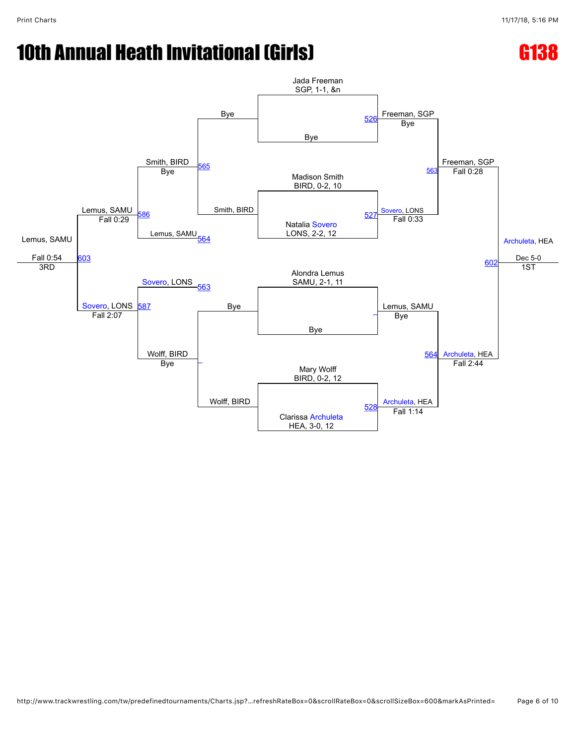# 10th Annual Heath Invitational (Girls)

## G138

**Championship Bracket**

- Jada Freeman, SGP, 1-1, &n vs Bye — 526 — Freeman, SGP (Bye)
- Madison Smith, BIRD, 0-2, 10 vs Natalia Sovero, LONS, 2-2, 12 — 527 — Sovero, LONS (Fall 0:33)
- Alondra Lemus, SAMU, 2-1, 11 vs Bye — Lemus, SAMU (Bye)
- Mary Wolff, BIRD, 0-2, 12 vs Clarissa Archuleta, HEA, 3-0, 12 — 528 — Archuleta, HEA (Fall 1:14)

**Semifinals**

- Freeman, SGP vs Sovero, LONS — 563 — Freeman, SGP (Fall 0:28)
- Lemus, SAMU vs Archuleta, HEA — 564 — Archuleta, HEA (Fall 2:44)

**Final**

- Freeman, SGP vs Archuleta, HEA — 602 — Archuleta, HEA (Dec 5-0) — 1ST

**Consolation Bracket**

- Bye vs Smith, BIRD — 565 — Smith, BIRD (Bye)
- Smith, BIRD vs Lemus, SAMU (564) — 586 — Lemus, SAMU (Fall 0:29)
- Bye vs Wolff, BIRD — Wolff, BIRD (Bye)
- Sovero, LONS (563) vs Wolff, BIRD — 587 — Sovero, LONS (Fall 2:07)
- Lemus, SAMU vs Sovero, LONS — 603 — Lemus, SAMU (Fall 0:54) — 3RD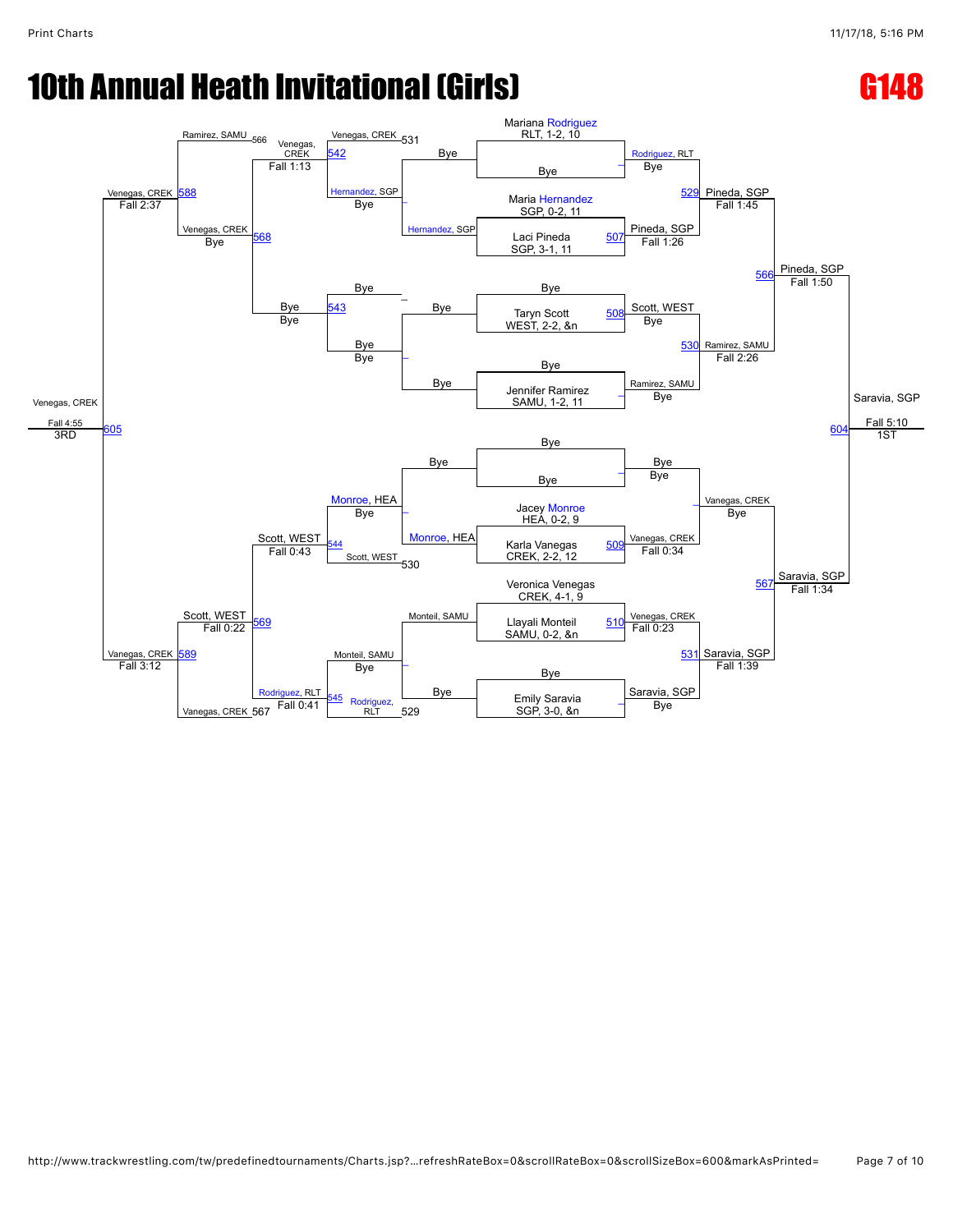# 10th Annual Heath Invitational (Girls)

## G148

### Championship Bracket

**Entrants (seeded bracket order):**
- Mariana Rodriguez, RLT, 1-2, 10
- Bye
- Maria Hernandez, SGP, 0-2, 11
- Laci Pineda, SGP, 3-1, 11
- Bye
- Taryn Scott, WEST, 2-2, &n
- Bye
- Jennifer Ramirez, SAMU, 1-2, 11
- Bye
- Bye
- Jacey Monroe, HEA, 0-2, 9
- Karla Vanegas, CREK, 2-2, 12
- Veronica Venegas, CREK, 4-1, 9
- Llayali Monteil, SAMU, 0-2, &n
- Bye
- Emily Saravia, SGP, 3-0, &n

**First Round:**
- Rodriguez, RLT – Bye
- 507: Pineda, SGP – Fall 1:26
- 508: Scott, WEST – Bye
- Ramirez, SAMU – Bye
- Bye – Bye
- 509: Vanegas, CREK – Fall 0:34
- 510: Venegas, CREK – Fall 0:23
- Saravia, SGP – Bye

**Quarterfinals:**
- 529: Pineda, SGP – Fall 1:45
- 530: Ramirez, SAMU – Fall 2:26
- Vanegas, CREK – Bye
- 531: Saravia, SGP – Fall 1:39

**Semifinals:**
- 566: Pineda, SGP – Fall 1:50
- 567: Saravia, SGP – Fall 1:34

**1st Place Match:**
- 604: Saravia, SGP – Fall 5:10 – 1ST

### Consolation Bracket

**Consolation Round 1:**
- Venegas, CREK (L 531) – Bye
- Hernandez, SGP – Bye
- Bye – Bye
- Bye – Bye
- Monroe, HEA – Bye
- Scott, WEST (L 530)
- Monteil, SAMU – Bye
- Rodriguez, RLT (L 529)

**Consolation Round 2:**
- 542: Venegas, CREK – Bye (vs. Hernandez, SGP)
- 543: Bye – Bye
- 544: Scott, WEST – Fall 0:43 (vs. Monroe, HEA)
- 545: Rodriguez, RLT – Fall 0:41 (vs. Monteil, SAMU)

**Consolation Quarterfinals:**
- 568: Venegas, CREK – Fall 1:13
- Ramirez, SAMU (L 566)
- Venegas, CREK (L 567)
- 569: Scott, WEST – Fall 0:22

**Consolation Semifinals:**
- 588: Venegas, CREK – Fall 2:37 (vs. Ramirez, SAMU) / Venegas, CREK – Bye
- 589: Vanegas, CREK – Fall 3:12 (vs. Scott, WEST)

**3rd Place Match:**
- 605: Venegas, CREK – Fall 4:55 – 3RD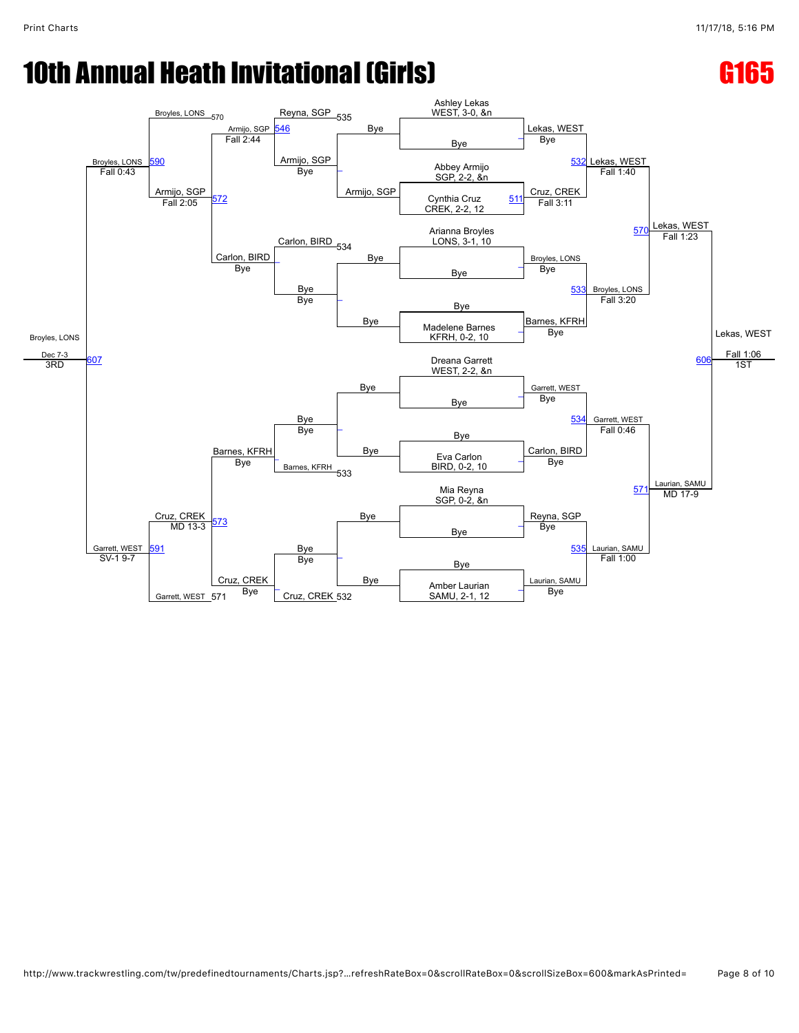# 10th Annual Heath Invitational (Girls)

## G165

### Championship Bracket

**Round 1 / Seeds**

| Bout | Wrestler 1 | Wrestler 2 | Winner |
| --- | --- | --- | --- |
| | Ashley Lekas, WEST, 3-0, &n | Bye | Lekas, WEST (Bye) |
| 511 | Abbey Armijo, SGP, 2-2, &n | Cynthia Cruz, CREK, 2-2, 12 | Cruz, CREK (Fall 3:11) |
| | Arianna Broyles, LONS, 3-1, 10 | Bye | Broyles, LONS (Bye) |
| | Bye | Madelene Barnes, KFRH, 0-2, 10 | Barnes, KFRH (Bye) |
| | Dreana Garrett, WEST, 2-2, &n | Bye | Garrett, WEST (Bye) |
| | Bye | Eva Carlon, BIRD, 0-2, 10 | Carlon, BIRD (Bye) |
| | Mia Reyna, SGP, 0-2, &n | Bye | Reyna, SGP (Bye) |
| | Bye | Amber Laurian, SAMU, 2-1, 12 | Laurian, SAMU (Bye) |

**Quarterfinals**

| Bout | Winner | Result |
| --- | --- | --- |
| 532 | Lekas, WEST | Fall 1:40 |
| 533 | Broyles, LONS | Fall 3:20 |
| 534 | Garrett, WEST | Fall 0:46 |
| 535 | Laurian, SAMU | Fall 1:00 |

**Semifinals**

| Bout | Winner | Result |
| --- | --- | --- |
| 570 | Lekas, WEST | Fall 1:23 |
| 571 | Laurian, SAMU | MD 17-9 |

**Final**

| Bout | Winner | Result | Place |
| --- | --- | --- | --- |
| 606 | Lekas, WEST | Fall 1:06 | 1ST |

### Consolation Bracket

| Bout | Wrestlers | Winner | Result |
| --- | --- | --- | --- |
| | Armijo, SGP vs Bye | Armijo, SGP | Bye |
| | Bye vs Bye | Bye | Bye |
| | Bye vs Bye | Bye | Bye |
| | Bye vs Bye | Bye | Bye |
| 546 | Reyna, SGP (535) vs Armijo, SGP | Armijo, SGP | Fall 2:44 |
| | Carlon, BIRD (534) vs Bye | Carlon, BIRD | Bye |
| | Bye vs Barnes, KFRH (533) | Barnes, KFRH | Bye |
| | Bye vs Cruz, CREK (532) | Cruz, CREK | Bye |
| 572 | Armijo, SGP vs Carlon, BIRD | Armijo, SGP | Fall 2:05 |
| 573 | Barnes, KFRH vs Cruz, CREK | Cruz, CREK | MD 13-3 |
| 590 | Broyles, LONS (570) vs Armijo, SGP | Broyles, LONS | Fall 0:43 |
| 591 | Cruz, CREK vs Garrett, WEST (571) | Garrett, WEST | SV-1 9-7 |
| 607 | Broyles, LONS vs Garrett, WEST | Broyles, LONS | Dec 7-3 (3RD) |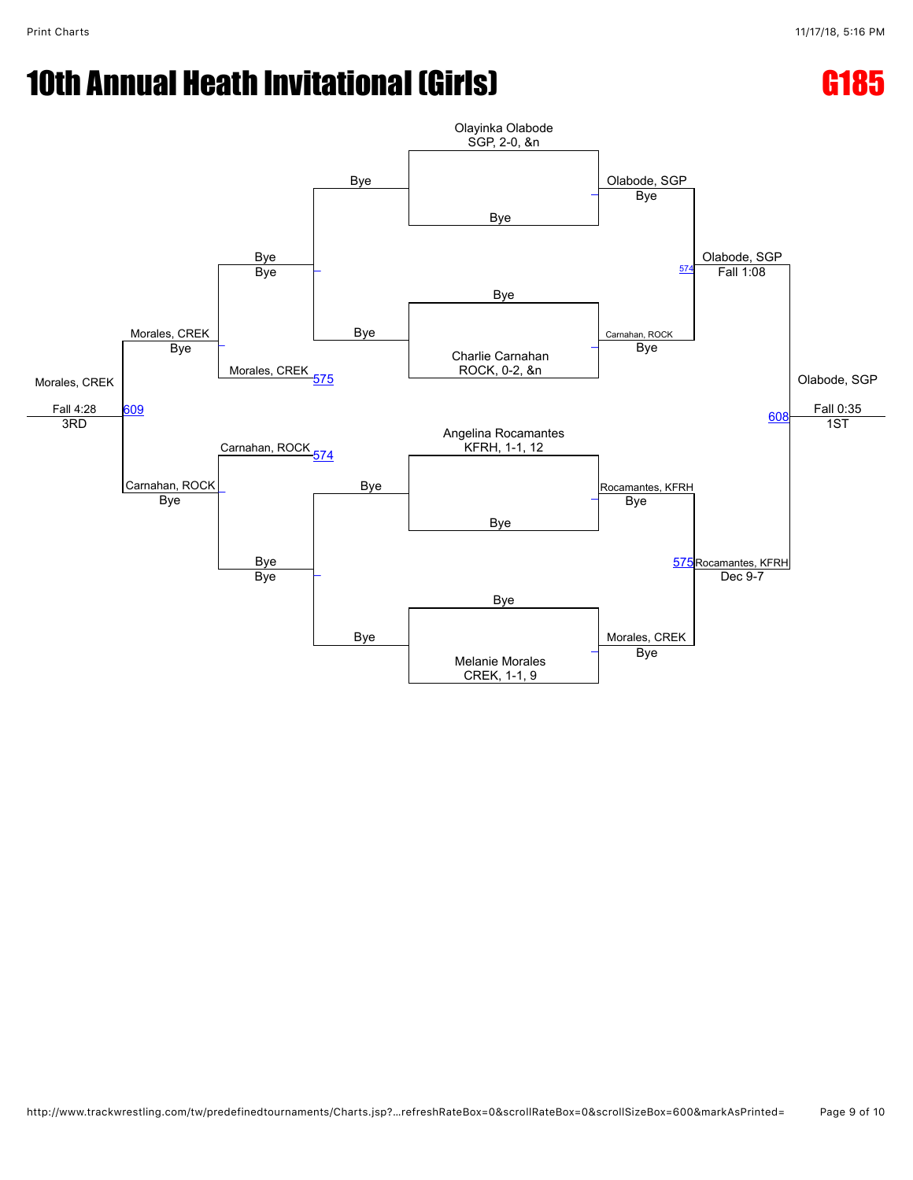# 10th Annual Heath Invitational (Girls)

## G185

**Championship Bracket**

Olayinka Olabode
SGP, 2-0, &n
— Bye

Bye
— Charlie Carnahan
ROCK, 0-2, &n

Angelina Rocamantes
KFRH, 1-1, 12
— Bye

Bye
— Melanie Morales
CREK, 1-1, 9

- Olabode, SGP — Bye
- Carnahan, ROCK — Bye
- Rocamantes, KFRH — Bye
- Morales, CREK — Bye

- 574: Olabode, SGP — Fall 1:08
- 575: Rocamantes, KFRH — Dec 9-7

- 608: Olabode, SGP — Fall 0:35 — 1ST

**Consolation Bracket**

- Bye / Bye / Bye
- Bye / Bye / Bye
- 575: Morales, CREK
- 574: Carnahan, ROCK
- Morales, CREK — Bye
- Carnahan, ROCK — Bye
- 609: Morales, CREK — Fall 4:28 — 3RD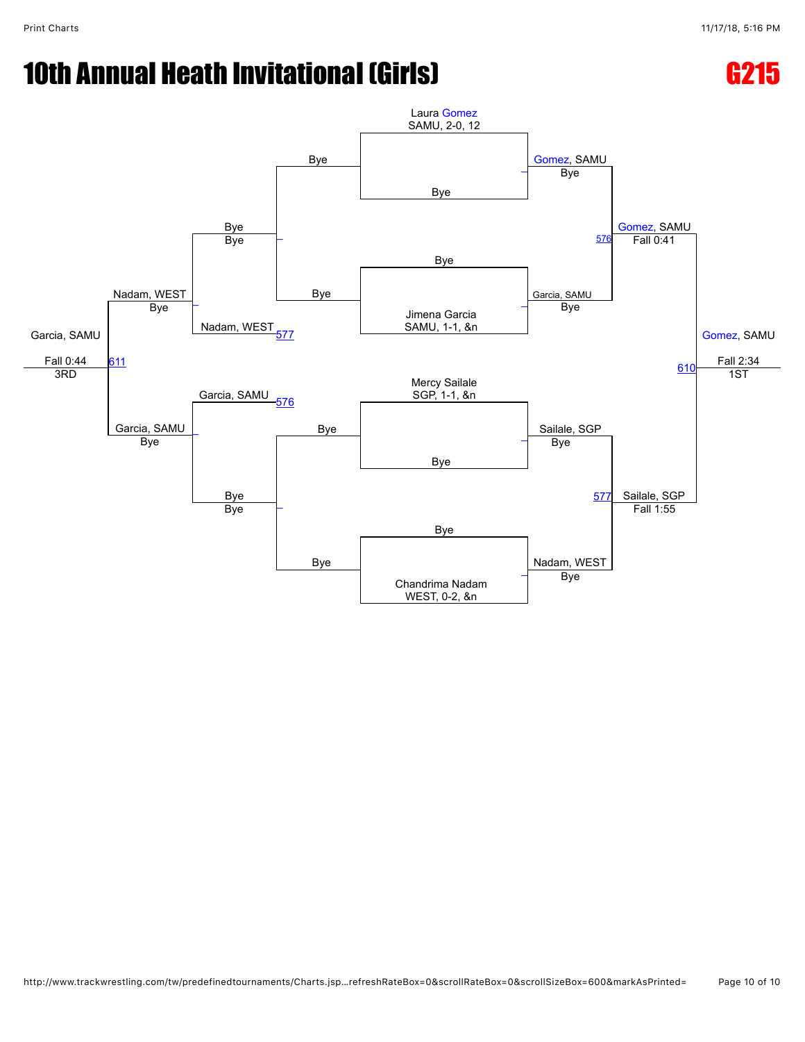# 10th Annual Heath Invitational (Girls)

G215

Laura Gomez
SAMU, 2-0, 12

Bye

Gomez, SAMU
Bye

Bye

Jimena Garcia
SAMU, 1-1, &n

Garcia, SAMU
Bye

576

Gomez, SAMU
Fall 0:41

Mercy Sailale
SGP, 1-1, &n

Bye

Sailale, SGP
Bye

Bye

Chandrima Nadam
WEST, 0-2, &n

Nadam, WEST
Bye

577

Sailale, SGP
Fall 1:55

610

Gomez, SAMU
Fall 2:34
1ST

Bye
Bye

Bye

Bye

Nadam, WEST 577

Nadam, WEST
Bye

Garcia, SAMU 576

Bye
Bye

Bye

Bye

Garcia, SAMU
Bye

611

Garcia, SAMU
Fall 0:44
3RD